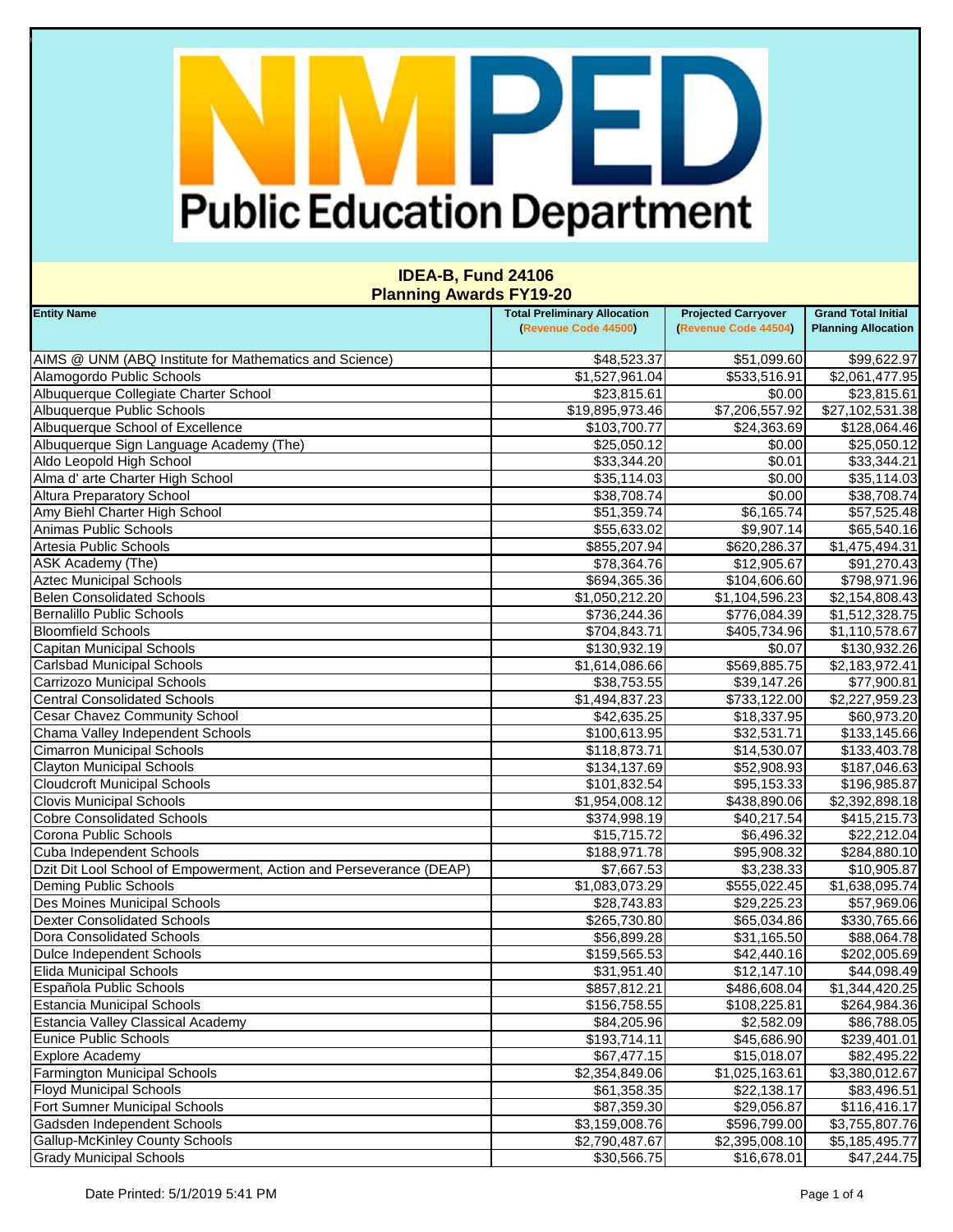# NMPED Public Education Department

## IDEA-B, Fund 24106
## Planning Awards FY19-20

| Entity Name | Total Preliminary Allocation (Revenue Code 44500) | Projected Carryover (Revenue Code 44504) | Grand Total Initial Planning Allocation |
|---|---|---|---|
| AIMS @ UNM (ABQ Institute for Mathematics and Science) | $48,523.37 | $51,099.60 | $99,622.97 |
| Alamogordo Public Schools | $1,527,961.04 | $533,516.91 | $2,061,477.95 |
| Albuquerque Collegiate Charter School | $23,815.61 | $0.00 | $23,815.61 |
| Albuquerque Public Schools | $19,895,973.46 | $7,206,557.92 | $27,102,531.38 |
| Albuquerque School of Excellence | $103,700.77 | $24,363.69 | $128,064.46 |
| Albuquerque Sign Language Academy (The) | $25,050.12 | $0.00 | $25,050.12 |
| Aldo Leopold High School | $33,344.20 | $0.01 | $33,344.21 |
| Alma d' arte Charter High School | $35,114.03 | $0.00 | $35,114.03 |
| Altura Preparatory School | $38,708.74 | $0.00 | $38,708.74 |
| Amy Biehl Charter High School | $51,359.74 | $6,165.74 | $57,525.48 |
| Animas Public Schools | $55,633.02 | $9,907.14 | $65,540.16 |
| Artesia Public Schools | $855,207.94 | $620,286.37 | $1,475,494.31 |
| ASK Academy (The) | $78,364.76 | $12,905.67 | $91,270.43 |
| Aztec Municipal Schools | $694,365.36 | $104,606.60 | $798,971.96 |
| Belen Consolidated Schools | $1,050,212.20 | $1,104,596.23 | $2,154,808.43 |
| Bernalillo Public Schools | $736,244.36 | $776,084.39 | $1,512,328.75 |
| Bloomfield Schools | $704,843.71 | $405,734.96 | $1,110,578.67 |
| Capitan Municipal Schools | $130,932.19 | $0.07 | $130,932.26 |
| Carlsbad Municipal Schools | $1,614,086.66 | $569,885.75 | $2,183,972.41 |
| Carrizozo Municipal Schools | $38,753.55 | $39,147.26 | $77,900.81 |
| Central Consolidated Schools | $1,494,837.23 | $733,122.00 | $2,227,959.23 |
| Cesar Chavez Community School | $42,635.25 | $18,337.95 | $60,973.20 |
| Chama Valley Independent Schools | $100,613.95 | $32,531.71 | $133,145.66 |
| Cimarron Municipal Schools | $118,873.71 | $14,530.07 | $133,403.78 |
| Clayton Municipal Schools | $134,137.69 | $52,908.93 | $187,046.63 |
| Cloudcroft Municipal Schools | $101,832.54 | $95,153.33 | $196,985.87 |
| Clovis Municipal Schools | $1,954,008.12 | $438,890.06 | $2,392,898.18 |
| Cobre Consolidated Schools | $374,998.19 | $40,217.54 | $415,215.73 |
| Corona Public Schools | $15,715.72 | $6,496.32 | $22,212.04 |
| Cuba Independent Schools | $188,971.78 | $95,908.32 | $284,880.10 |
| Dzit Dit Lool School of Empowerment, Action and Perseverance (DEAP) | $7,667.53 | $3,238.33 | $10,905.87 |
| Deming Public Schools | $1,083,073.29 | $555,022.45 | $1,638,095.74 |
| Des Moines Municipal Schools | $28,743.83 | $29,225.23 | $57,969.06 |
| Dexter Consolidated Schools | $265,730.80 | $65,034.86 | $330,765.66 |
| Dora Consolidated Schools | $56,899.28 | $31,165.50 | $88,064.78 |
| Dulce Independent Schools | $159,565.53 | $42,440.16 | $202,005.69 |
| Elida Municipal Schools | $31,951.40 | $12,147.10 | $44,098.49 |
| Española Public Schools | $857,812.21 | $486,608.04 | $1,344,420.25 |
| Estancia Municipal Schools | $156,758.55 | $108,225.81 | $264,984.36 |
| Estancia Valley Classical Academy | $84,205.96 | $2,582.09 | $86,788.05 |
| Eunice Public Schools | $193,714.11 | $45,686.90 | $239,401.01 |
| Explore Academy | $67,477.15 | $15,018.07 | $82,495.22 |
| Farmington Municipal Schools | $2,354,849.06 | $1,025,163.61 | $3,380,012.67 |
| Floyd Municipal Schools | $61,358.35 | $22,138.17 | $83,496.51 |
| Fort Sumner Municipal Schools | $87,359.30 | $29,056.87 | $116,416.17 |
| Gadsden Independent Schools | $3,159,008.76 | $596,799.00 | $3,755,807.76 |
| Gallup-McKinley County Schools | $2,790,487.67 | $2,395,008.10 | $5,185,495.77 |
| Grady Municipal Schools | $30,566.75 | $16,678.01 | $47,244.75 |

Date Printed: 5/1/2019 5:41 PM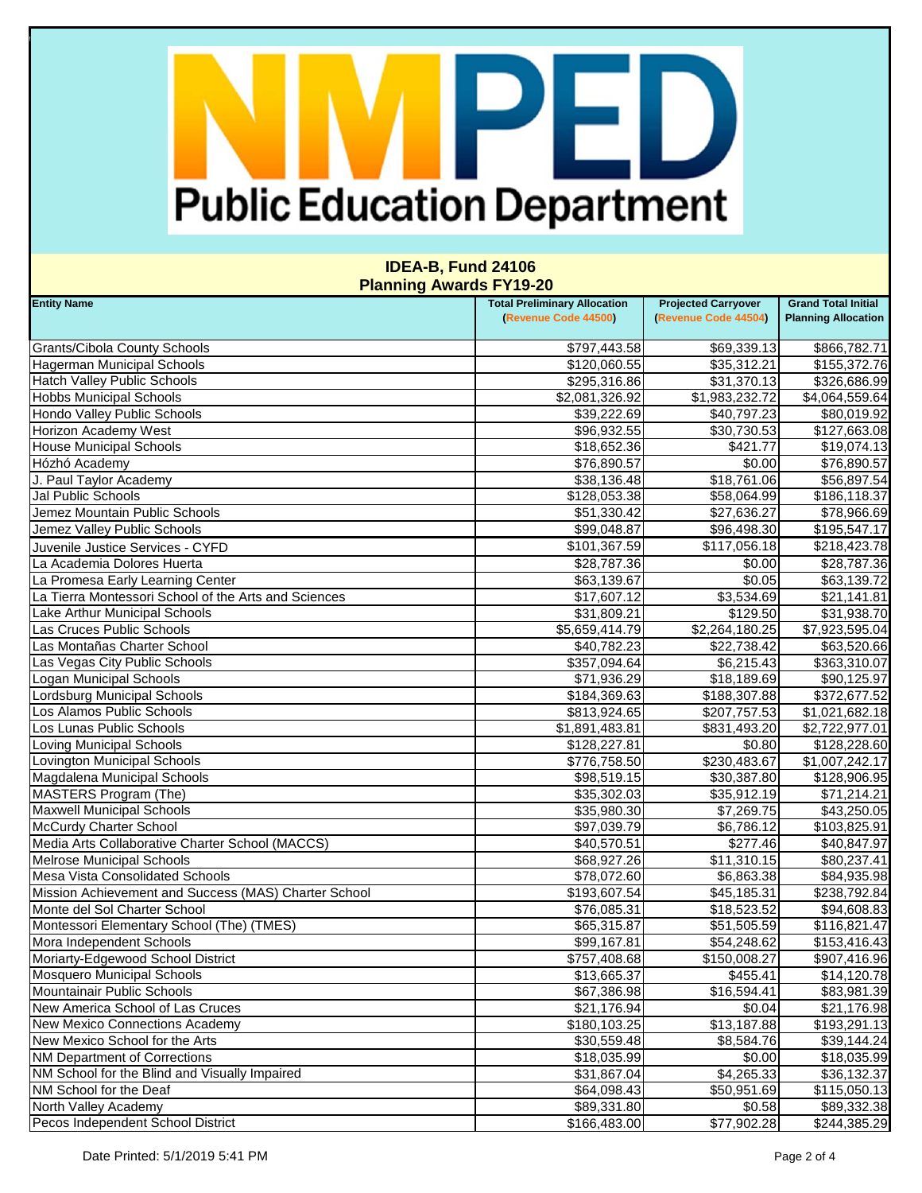# NMPED Public Education Department

## IDEA-B, Fund 24106
## Planning Awards FY19-20

| Entity Name | Total Preliminary Allocation (Revenue Code 44500) | Projected Carryover (Revenue Code 44504) | Grand Total Initial Planning Allocation |
|---|---|---|---|
| Grants/Cibola County Schools | $797,443.58 | $69,339.13 | $866,782.71 |
| Hagerman Municipal Schools | $120,060.55 | $35,312.21 | $155,372.76 |
| Hatch Valley Public Schools | $295,316.86 | $31,370.13 | $326,686.99 |
| Hobbs Municipal Schools | $2,081,326.92 | $1,983,232.72 | $4,064,559.64 |
| Hondo Valley Public Schools | $39,222.69 | $40,797.23 | $80,019.92 |
| Horizon Academy West | $96,932.55 | $30,730.53 | $127,663.08 |
| House Municipal Schools | $18,652.36 | $421.77 | $19,074.13 |
| Hózhó Academy | $76,890.57 | $0.00 | $76,890.57 |
| J. Paul Taylor Academy | $38,136.48 | $18,761.06 | $56,897.54 |
| Jal Public Schools | $128,053.38 | $58,064.99 | $186,118.37 |
| Jemez Mountain Public Schools | $51,330.42 | $27,636.27 | $78,966.69 |
| Jemez Valley Public Schools | $99,048.87 | $96,498.30 | $195,547.17 |
| Juvenile Justice Services - CYFD | $101,367.59 | $117,056.18 | $218,423.78 |
| La Academia Dolores Huerta | $28,787.36 | $0.00 | $28,787.36 |
| La Promesa Early Learning Center | $63,139.67 | $0.05 | $63,139.72 |
| La Tierra Montessori School of the Arts and Sciences | $17,607.12 | $3,534.69 | $21,141.81 |
| Lake Arthur Municipal Schools | $31,809.21 | $129.50 | $31,938.70 |
| Las Cruces Public Schools | $5,659,414.79 | $2,264,180.25 | $7,923,595.04 |
| Las Montañas Charter School | $40,782.23 | $22,738.42 | $63,520.66 |
| Las Vegas City Public Schools | $357,094.64 | $6,215.43 | $363,310.07 |
| Logan Municipal Schools | $71,936.29 | $18,189.69 | $90,125.97 |
| Lordsburg Municipal Schools | $184,369.63 | $188,307.88 | $372,677.52 |
| Los Alamos Public Schools | $813,924.65 | $207,757.53 | $1,021,682.18 |
| Los Lunas Public Schools | $1,891,483.81 | $831,493.20 | $2,722,977.01 |
| Loving Municipal Schools | $128,227.81 | $0.80 | $128,228.60 |
| Lovington Municipal Schools | $776,758.50 | $230,483.67 | $1,007,242.17 |
| Magdalena Municipal Schools | $98,519.15 | $30,387.80 | $128,906.95 |
| MASTERS Program (The) | $35,302.03 | $35,912.19 | $71,214.21 |
| Maxwell Municipal Schools | $35,980.30 | $7,269.75 | $43,250.05 |
| McCurdy Charter School | $97,039.79 | $6,786.12 | $103,825.91 |
| Media Arts Collaborative Charter School (MACCS) | $40,570.51 | $277.46 | $40,847.97 |
| Melrose Municipal Schools | $68,927.26 | $11,310.15 | $80,237.41 |
| Mesa Vista Consolidated Schools | $78,072.60 | $6,863.38 | $84,935.98 |
| Mission Achievement and Success (MAS) Charter School | $193,607.54 | $45,185.31 | $238,792.84 |
| Monte del Sol Charter School | $76,085.31 | $18,523.52 | $94,608.83 |
| Montessori Elementary School (The) (TMES) | $65,315.87 | $51,505.59 | $116,821.47 |
| Mora Independent Schools | $99,167.81 | $54,248.62 | $153,416.43 |
| Moriarty-Edgewood School District | $757,408.68 | $150,008.27 | $907,416.96 |
| Mosquero Municipal Schools | $13,665.37 | $455.41 | $14,120.78 |
| Mountainair Public Schools | $67,386.98 | $16,594.41 | $83,981.39 |
| New America School of Las Cruces | $21,176.94 | $0.04 | $21,176.98 |
| New Mexico Connections Academy | $180,103.25 | $13,187.88 | $193,291.13 |
| New Mexico School for the Arts | $30,559.48 | $8,584.76 | $39,144.24 |
| NM Department of Corrections | $18,035.99 | $0.00 | $18,035.99 |
| NM School for the Blind and Visually Impaired | $31,867.04 | $4,265.33 | $36,132.37 |
| NM School for the Deaf | $64,098.43 | $50,951.69 | $115,050.13 |
| North Valley Academy | $89,331.80 | $0.58 | $89,332.38 |
| Pecos Independent School District | $166,483.00 | $77,902.28 | $244,385.29 |

Date Printed: 5/1/2019 5:41 PM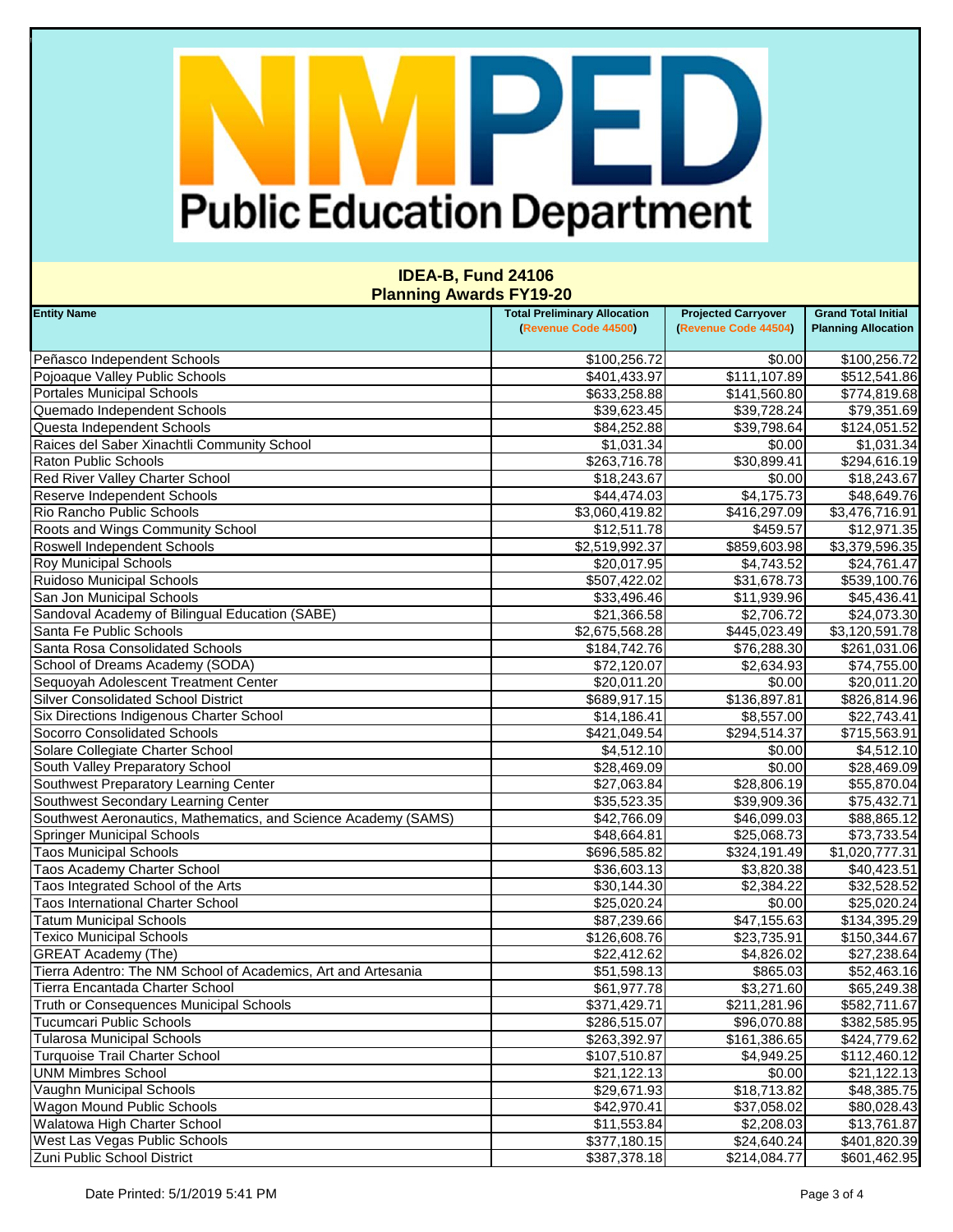# NMPED Public Education Department

## IDEA-B, Fund 24106
## Planning Awards FY19-20

| Entity Name | Total Preliminary Allocation (Revenue Code 44500) | Projected Carryover (Revenue Code 44504) | Grand Total Initial Planning Allocation |
|---|---|---|---|
| Peñasco Independent Schools | $100,256.72 | $0.00 | $100,256.72 |
| Pojoaque Valley Public Schools | $401,433.97 | $111,107.89 | $512,541.86 |
| Portales Municipal Schools | $633,258.88 | $141,560.80 | $774,819.68 |
| Quemado Independent Schools | $39,623.45 | $39,728.24 | $79,351.69 |
| Questa Independent Schools | $84,252.88 | $39,798.64 | $124,051.52 |
| Raices del Saber Xinachtli Community School | $1,031.34 | $0.00 | $1,031.34 |
| Raton Public Schools | $263,716.78 | $30,899.41 | $294,616.19 |
| Red River Valley Charter School | $18,243.67 | $0.00 | $18,243.67 |
| Reserve Independent Schools | $44,474.03 | $4,175.73 | $48,649.76 |
| Rio Rancho Public Schools | $3,060,419.82 | $416,297.09 | $3,476,716.91 |
| Roots and Wings Community School | $12,511.78 | $459.57 | $12,971.35 |
| Roswell Independent Schools | $2,519,992.37 | $859,603.98 | $3,379,596.35 |
| Roy Municipal Schools | $20,017.95 | $4,743.52 | $24,761.47 |
| Ruidoso Municipal Schools | $507,422.02 | $31,678.73 | $539,100.76 |
| San Jon Municipal Schools | $33,496.46 | $11,939.96 | $45,436.41 |
| Sandoval Academy of Bilingual Education (SABE) | $21,366.58 | $2,706.72 | $24,073.30 |
| Santa Fe Public Schools | $2,675,568.28 | $445,023.49 | $3,120,591.78 |
| Santa Rosa Consolidated Schools | $184,742.76 | $76,288.30 | $261,031.06 |
| School of Dreams Academy (SODA) | $72,120.07 | $2,634.93 | $74,755.00 |
| Sequoyah Adolescent Treatment Center | $20,011.20 | $0.00 | $20,011.20 |
| Silver Consolidated School District | $689,917.15 | $136,897.81 | $826,814.96 |
| Six Directions Indigenous Charter School | $14,186.41 | $8,557.00 | $22,743.41 |
| Socorro Consolidated Schools | $421,049.54 | $294,514.37 | $715,563.91 |
| Solare Collegiate Charter School | $4,512.10 | $0.00 | $4,512.10 |
| South Valley Preparatory School | $28,469.09 | $0.00 | $28,469.09 |
| Southwest Preparatory Learning Center | $27,063.84 | $28,806.19 | $55,870.04 |
| Southwest Secondary Learning Center | $35,523.35 | $39,909.36 | $75,432.71 |
| Southwest Aeronautics, Mathematics, and Science Academy (SAMS) | $42,766.09 | $46,099.03 | $88,865.12 |
| Springer Municipal Schools | $48,664.81 | $25,068.73 | $73,733.54 |
| Taos Municipal Schools | $696,585.82 | $324,191.49 | $1,020,777.31 |
| Taos Academy Charter School | $36,603.13 | $3,820.38 | $40,423.51 |
| Taos Integrated School of the Arts | $30,144.30 | $2,384.22 | $32,528.52 |
| Taos International Charter School | $25,020.24 | $0.00 | $25,020.24 |
| Tatum Municipal Schools | $87,239.66 | $47,155.63 | $134,395.29 |
| Texico Municipal Schools | $126,608.76 | $23,735.91 | $150,344.67 |
| GREAT Academy (The) | $22,412.62 | $4,826.02 | $27,238.64 |
| Tierra Adentro: The NM School of Academics, Art and Artesania | $51,598.13 | $865.03 | $52,463.16 |
| Tierra Encantada Charter School | $61,977.78 | $3,271.60 | $65,249.38 |
| Truth or Consequences Municipal Schools | $371,429.71 | $211,281.96 | $582,711.67 |
| Tucumcari Public Schools | $286,515.07 | $96,070.88 | $382,585.95 |
| Tularosa Municipal Schools | $263,392.97 | $161,386.65 | $424,779.62 |
| Turquoise Trail Charter School | $107,510.87 | $4,949.25 | $112,460.12 |
| UNM Mimbres School | $21,122.13 | $0.00 | $21,122.13 |
| Vaughn Municipal Schools | $29,671.93 | $18,713.82 | $48,385.75 |
| Wagon Mound Public Schools | $42,970.41 | $37,058.02 | $80,028.43 |
| Walatowa High Charter School | $11,553.84 | $2,208.03 | $13,761.87 |
| West Las Vegas Public Schools | $377,180.15 | $24,640.24 | $401,820.39 |
| Zuni Public School District | $387,378.18 | $214,084.77 | $601,462.95 |

Date Printed: 5/1/2019 5:41 PM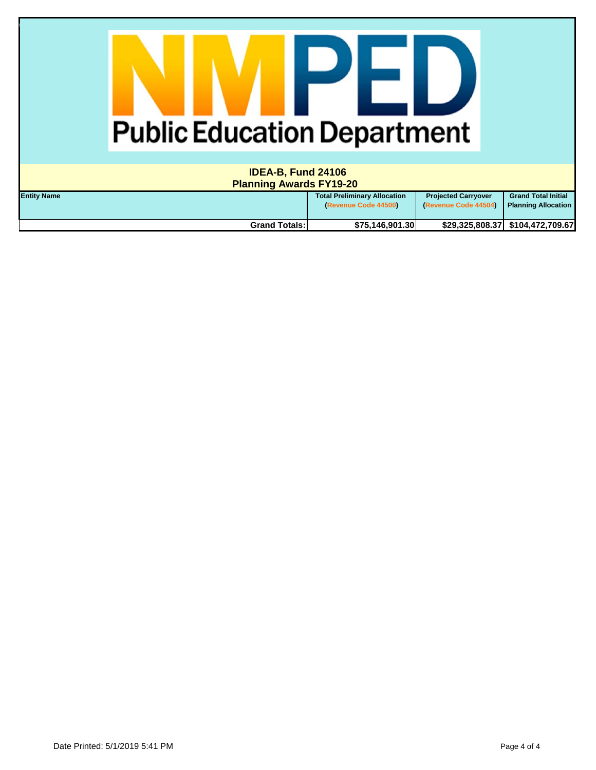NMPED

Public Education Department

## IDEA-B, Fund 24106
## Planning Awards FY19-20

| Entity Name | Total Preliminary Allocation (Revenue Code 44500) | Projected Carryover (Revenue Code 44504) | Grand Total Initial Planning Allocation |
|---|---|---|---|
| **Grand Totals:** | **$75,146,901.30** | **$29,325,808.37** | **$104,472,709.67** |

Date Printed: 5/1/2019 5:41 PM